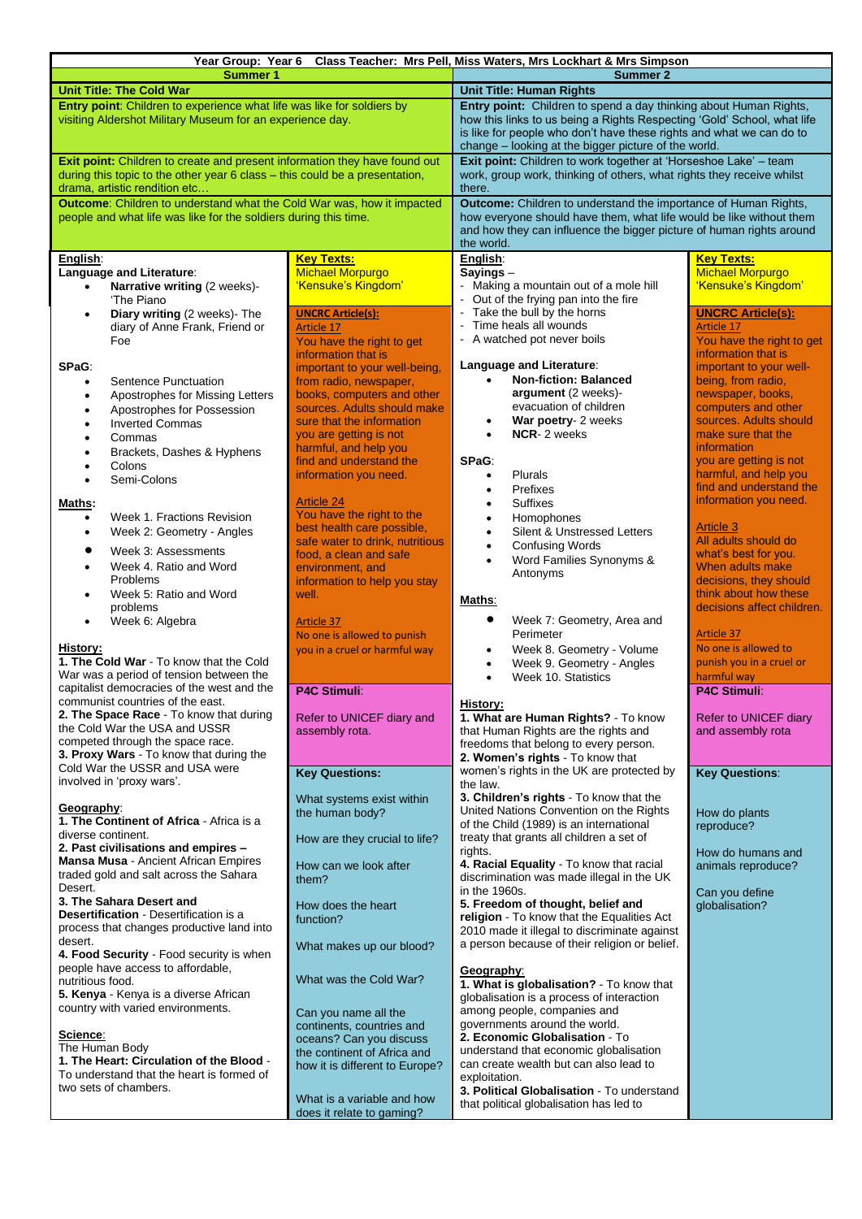**Year Group: Year 6 Class Teacher: Mrs Pell, Miss Waters, Mrs Lockhart & Mrs Simpson**

## Summer 1

**Unit Title: The Cold War**

**Entry point**: Children to experience what life was like for soldiers by visiting Aldershot Military Museum for an experience day.

**Exit point:** Children to create and present information they have found out during this topic to the other year 6 class – this could be a presentation, drama, artistic rendition etc…

**Outcome**: Children to understand what the Cold War was, how it impacted people and what life was like for the soldiers during this time.

**English**:

**Language and Literature**:

- **Narrative writing** (2 weeks)- 'The Piano
- **Diary writing** (2 weeks)- The diary of Anne Frank, Friend or Foe

**SPaG**:

- Sentence Punctuation
- Apostrophes for Missing Letters
- Apostrophes for Possession
- Inverted Commas
- Commas
- Brackets, Dashes & Hyphens
- Colons
- Semi-Colons

**Maths**:

- Week 1. Fractions Revision
- Week 2: Geometry - Angles
- Week 3: Assessments
- Week 4. Ratio and Word Problems
- Week 5: Ratio and Word problems
- Week 6: Algebra

**History:**

**1. The Cold War** - To know that the Cold War was a period of tension between the capitalist democracies of the west and the communist countries of the east.

**2. The Space Race** - To know that during the Cold War the USA and USSR competed through the space race.

**3. Proxy Wars** - To know that during the Cold War the USSR and USA were involved in 'proxy wars'.

**Geography**:

**1. The Continent of Africa** - Africa is a diverse continent.

**2. Past civilisations and empires – Mansa Musa** - Ancient African Empires traded gold and salt across the Sahara Desert.

**3. The Sahara Desert and Desertification** - Desertification is a process that changes productive land into desert.

**4. Food Security** - Food security is when people have access to affordable, nutritious food.

**5. Kenya** - Kenya is a diverse African country with varied environments.

**Science**:

The Human Body

**1. The Heart: Circulation of the Blood** - To understand that the heart is formed of two sets of chambers.

**Key Texts:**

Michael Morpurgo 'Kensuke's Kingdom'

**UNCRC Article(s):**

Article 17

You have the right to get information that is important to your well-being, from radio, newspaper, books, computers and other sources. Adults should make sure that the information you are getting is not harmful, and help you find and understand the information you need.

Article 24

You have the right to the best health care possible, safe water to drink, nutritious food, a clean and safe environment, and information to help you stay well.

Article 37

No one is allowed to punish you in a cruel or harmful way

**P4C Stimuli**:

Refer to UNICEF diary and assembly rota.

**Key Questions:**

What systems exist within the human body?

How are they crucial to life?

How can we look after them?

How does the heart function?

What makes up our blood?

What was the Cold War?

Can you name all the continents, countries and oceans? Can you discuss the continent of Africa and how it is different to Europe?

What is a variable and how does it relate to gaming?

## Summer 2

**Unit Title: Human Rights**

**Entry point:** Children to spend a day thinking about Human Rights, how this links to us being a Rights Respecting 'Gold' School, what life is like for people who don't have these rights and what we can do to change – looking at the bigger picture of the world.

**Exit point:** Children to work together at 'Horseshoe Lake' – team work, group work, thinking of others, what rights they receive whilst there.

**Outcome:** Children to understand the importance of Human Rights, how everyone should have them, what life would be like without them and how they can influence the bigger picture of human rights around the world.

**English**:

**Sayings** –

- Making a mountain out of a mole hill
- Out of the frying pan into the fire
- Take the bull by the horns
- Time heals all wounds
- A watched pot never boils

**Language and Literature**:

- **Non-fiction: Balanced argument** (2 weeks)- evacuation of children
- **War poetry**- 2 weeks
- **NCR**- 2 weeks

**SPaG**:

- Plurals
- Prefixes
- Suffixes
- Homophones
- Silent & Unstressed Letters
- Confusing Words
- Word Families Synonyms & Antonyms

**Maths**:

- Week 7: Geometry, Area and Perimeter
- Week 8. Geometry - Volume
- Week 9. Geometry - Angles
- Week 10. Statistics

**History**:

**1. What are Human Rights?** - To know that Human Rights are the rights and freedoms that belong to every person.

**2. Women's rights** - To know that women's rights in the UK are protected by the law.

**3. Children's rights** - To know that the United Nations Convention on the Rights of the Child (1989) is an international treaty that grants all children a set of rights.

**4. Racial Equality** - To know that racial discrimination was made illegal in the UK in the 1960s.

**5. Freedom of thought, belief and religion** - To know that the Equalities Act 2010 made it illegal to discriminate against a person because of their religion or belief.

**Geography**:

**1. What is globalisation?** - To know that globalisation is a process of interaction among people, companies and governments around the world.

**2. Economic Globalisation** - To understand that economic globalisation can create wealth but can also lead to exploitation.

**3. Political Globalisation** - To understand that political globalisation has led to

**Key Texts:**

Michael Morpurgo 'Kensuke's Kingdom'

**UNCRC Article(s):**

Article 17

You have the right to get information that is important to your well-being, from radio, newspaper, books, computers and other sources. Adults should make sure that the information you are getting is not harmful, and help you find and understand the information you need.

Article 3

All adults should do what's best for you. When adults make decisions, they should think about how these decisions affect children.

Article 37

No one is allowed to punish you in a cruel or harmful way

**P4C Stimuli**:

Refer to UNICEF diary and assembly rota

**Key Questions**:

How do plants reproduce?

How do humans and animals reproduce?

Can you define globalisation?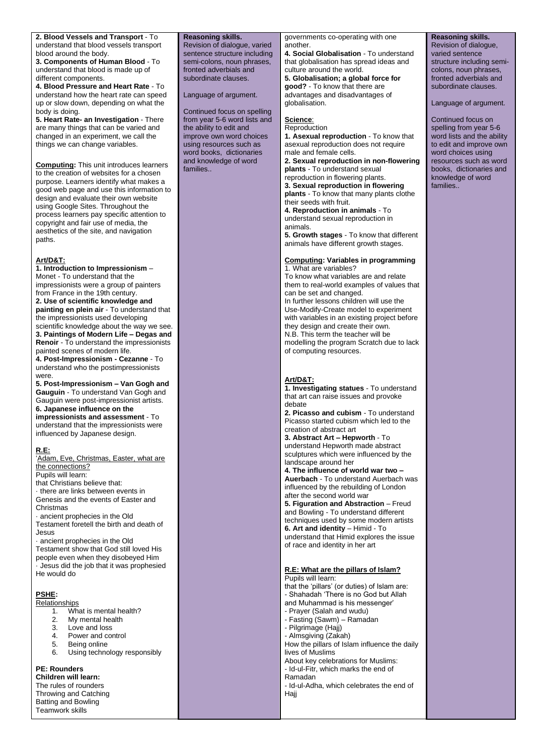**2. Blood Vessels and Transport** - To understand that blood vessels transport blood around the body.
**3. Components of Human Blood** - To understand that blood is made up of different components.
**4. Blood Pressure and Heart Rate** - To understand how the heart rate can speed up or slow down, depending on what the body is doing.
**5. Heart Rate- an Investigation** - There are many things that can be varied and changed in an experiment, we call the things we can change variables.

**Computing:** This unit introduces learners to the creation of websites for a chosen purpose. Learners identify what makes a good web page and use this information to design and evaluate their own website using Google Sites. Throughout the process learners pay specific attention to copyright and fair use of media, the aesthetics of the site, and navigation paths.

**Art/D&T:**
**1. Introduction to Impressionism** – Monet - To understand that the impressionists were a group of painters from France in the 19th century.
**2. Use of scientific knowledge and painting en plein air** - To understand that the impressionists used developing scientific knowledge about the way we see.
**3. Paintings of Modern Life – Degas and Renoir** - To understand the impressionists painted scenes of modern life.
**4. Post-Impressionism - Cezanne** - To understand who the postimpressionists were.
**5. Post-Impressionism – Van Gogh and Gauguin** - To understand Van Gogh and Gauguin were post-impressionist artists.
**6. Japanese influence on the impressionists and assessment** - To understand that the impressionists were influenced by Japanese design.

**R.E:**
'Adam, Eve, Christmas, Easter, what are the connections?
Pupils will learn:
that Christians believe that:
· there are links between events in Genesis and the events of Easter and Christmas
· ancient prophecies in the Old Testament foretell the birth and death of Jesus
· ancient prophecies in the Old Testament show that God still loved His people even when they disobeyed Him
· Jesus did the job that it was prophesied He would do

**PSHE:**
Relationships
1. What is mental health?
2. My mental health
3. Love and loss
4. Power and control
5. Being online
6. Using technology responsibly

**PE: Rounders**
**Children will learn:**
The rules of rounders
Throwing and Catching
Batting and Bowling
Teamwork skills

**Reasoning skills.**
Revision of dialogue, varied sentence structure including semi-colons, noun phrases, fronted adverbials and subordinate clauses.

Language of argument.

Continued focus on spelling from year 5-6 word lists and the ability to edit and improve own word choices using resources such as word books, dictionaries and knowledge of word families..

governments co-operating with one another.
**4. Social Globalisation** - To understand that globalisation has spread ideas and culture around the world.
**5. Globalisation; a global force for good?** - To know that there are advantages and disadvantages of globalisation.

**Science**:
Reproduction
**1. Asexual reproduction** - To know that asexual reproduction does not require male and female cells.
**2. Sexual reproduction in non-flowering plants** - To understand sexual reproduction in flowering plants.
**3. Sexual reproduction in flowering plants** - To know that many plants clothe their seeds with fruit.
**4. Reproduction in animals** - To understand sexual reproduction in animals.
**5. Growth stages** - To know that different animals have different growth stages.

**Computing: Variables in programming**
1. What are variables?
To know what variables are and relate them to real-world examples of values that can be set and changed.
In further lessons children will use the Use-Modify-Create model to experiment with variables in an existing project before they design and create their own.
N.B. This term the teacher will be modelling the program Scratch due to lack of computing resources.

**Art/D&T:**
**1. Investigating statues** - To understand that art can raise issues and provoke debate
**2. Picasso and cubism** - To understand Picasso started cubism which led to the creation of abstract art
**3. Abstract Art – Hepworth** - To understand Hepworth made abstract sculptures which were influenced by the landscape around her
**4. The influence of world war two – Auerbach** - To understand Auerbach was influenced by the rebuilding of London after the second world war
**5. Figuration and Abstraction** – Freud and Bowling - To understand different techniques used by some modern artists
**6. Art and identity** – Himid - To understand that Himid explores the issue of race and identity in her art

**R.E: What are the pillars of Islam?**
Pupils will learn:
that the 'pillars' (or duties) of Islam are:
- Shahadah 'There is no God but Allah and Muhammad is his messenger'
- Prayer (Salah and wudu)
- Fasting (Sawm) – Ramadan
- Pilgrimage (Hajj)
- Almsgiving (Zakah)
How the pillars of Islam influence the daily lives of Muslims
About key celebrations for Muslims:
- Id-ul-Fitr, which marks the end of Ramadan
- Id-ul-Adha, which celebrates the end of Hajj

**Reasoning skills.**
Revision of dialogue, varied sentence structure including semi-colons, noun phrases, fronted adverbials and subordinate clauses.

Language of argument.

Continued focus on spelling from year 5-6 word lists and the ability to edit and improve own word choices using resources such as word books, dictionaries and knowledge of word families..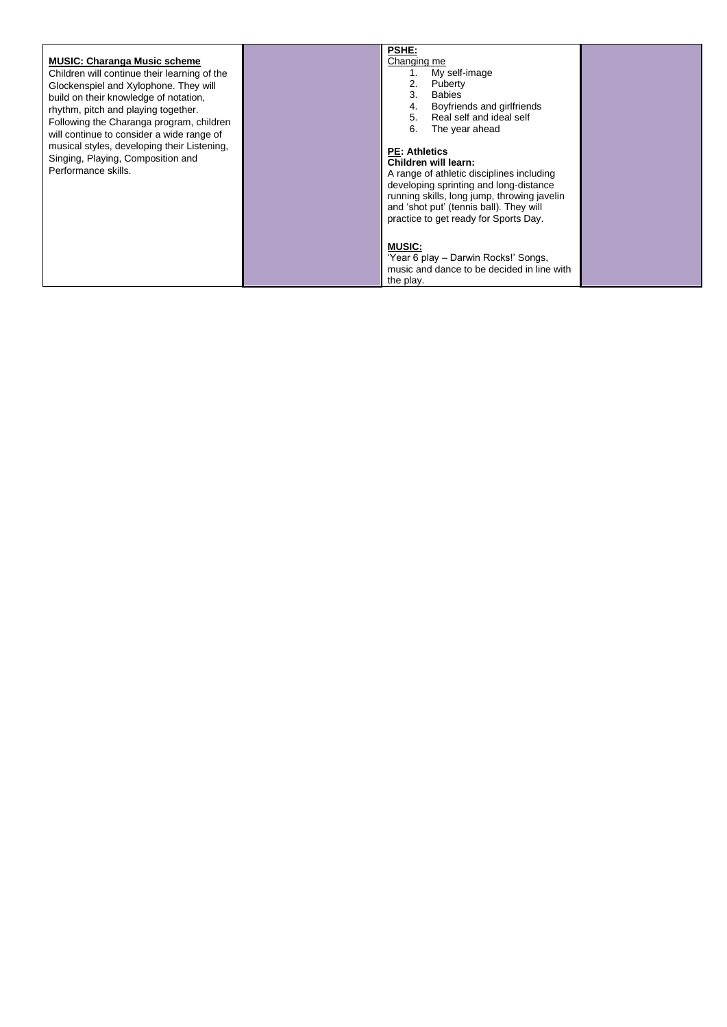| | | | |
|---|---|---|---|
| **MUSIC: Charanga Music scheme**<br>Children will continue their learning of the Glockenspiel and Xylophone. They will build on their knowledge of notation, rhythm, pitch and playing together. Following the Charanga program, children will continue to consider a wide range of musical styles, developing their Listening, Singing, Playing, Composition and Performance skills. | | **PSHE:**<br>Changing me<br>1. My self-image<br>2. Puberty<br>3. Babies<br>4. Boyfriends and girlfriends<br>5. Real self and ideal self<br>6. The year ahead<br><br>**PE: Athletics**<br>**Children will learn:**<br>A range of athletic disciplines including developing sprinting and long-distance running skills, long jump, throwing javelin and 'shot put' (tennis ball). They will practice to get ready for Sports Day.<br><br>**MUSIC:**<br>'Year 6 play – Darwin Rocks!' Songs, music and dance to be decided in line with the play. | |